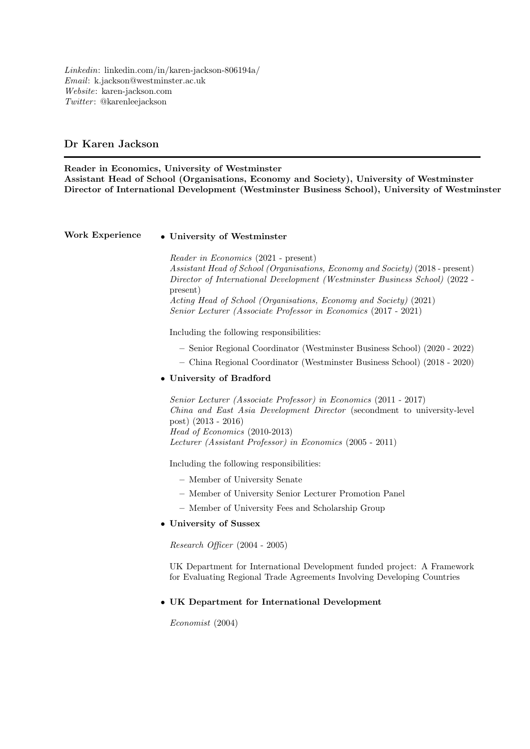*Linkedin*: linkedin.com/in/karen-jackson-806194a/
*Email*: k.jackson@westminster.ac.uk
*Website*: karen-jackson.com
*Twitter*: @karenleejackson

# Dr Karen Jackson

**Reader in Economics, University of Westminster**
**Assistant Head of School (Organisations, Economy and Society), University of Westminster**
**Director of International Development (Westminster Business School), University of Westminster**

## Work Experience

- **University of Westminster**

  *Reader in Economics* (2021 - present)
  *Assistant Head of School (Organisations, Economy and Society)* (2018 - present)
  *Director of International Development (Westminster Business School)* (2022 - present)
  *Acting Head of School (Organisations, Economy and Society)* (2021)
  *Senior Lecturer (Associate Professor in Economics* (2017 - 2021)

  Including the following responsibilities:

  - Senior Regional Coordinator (Westminster Business School) (2020 - 2022)
  - China Regional Coordinator (Westminster Business School) (2018 - 2020)

- **University of Bradford**

  *Senior Lecturer (Associate Professor) in Economics* (2011 - 2017)
  *China and East Asia Development Director* (secondment to university-level post) (2013 - 2016)
  *Head of Economics* (2010-2013)
  *Lecturer (Assistant Professor) in Economics* (2005 - 2011)

  Including the following responsibilities:

  - Member of University Senate
  - Member of University Senior Lecturer Promotion Panel
  - Member of University Fees and Scholarship Group

- **University of Sussex**

  *Research Officer* (2004 - 2005)

  UK Department for International Development funded project: A Framework for Evaluating Regional Trade Agreements Involving Developing Countries

- **UK Department for International Development**

  *Economist* (2004)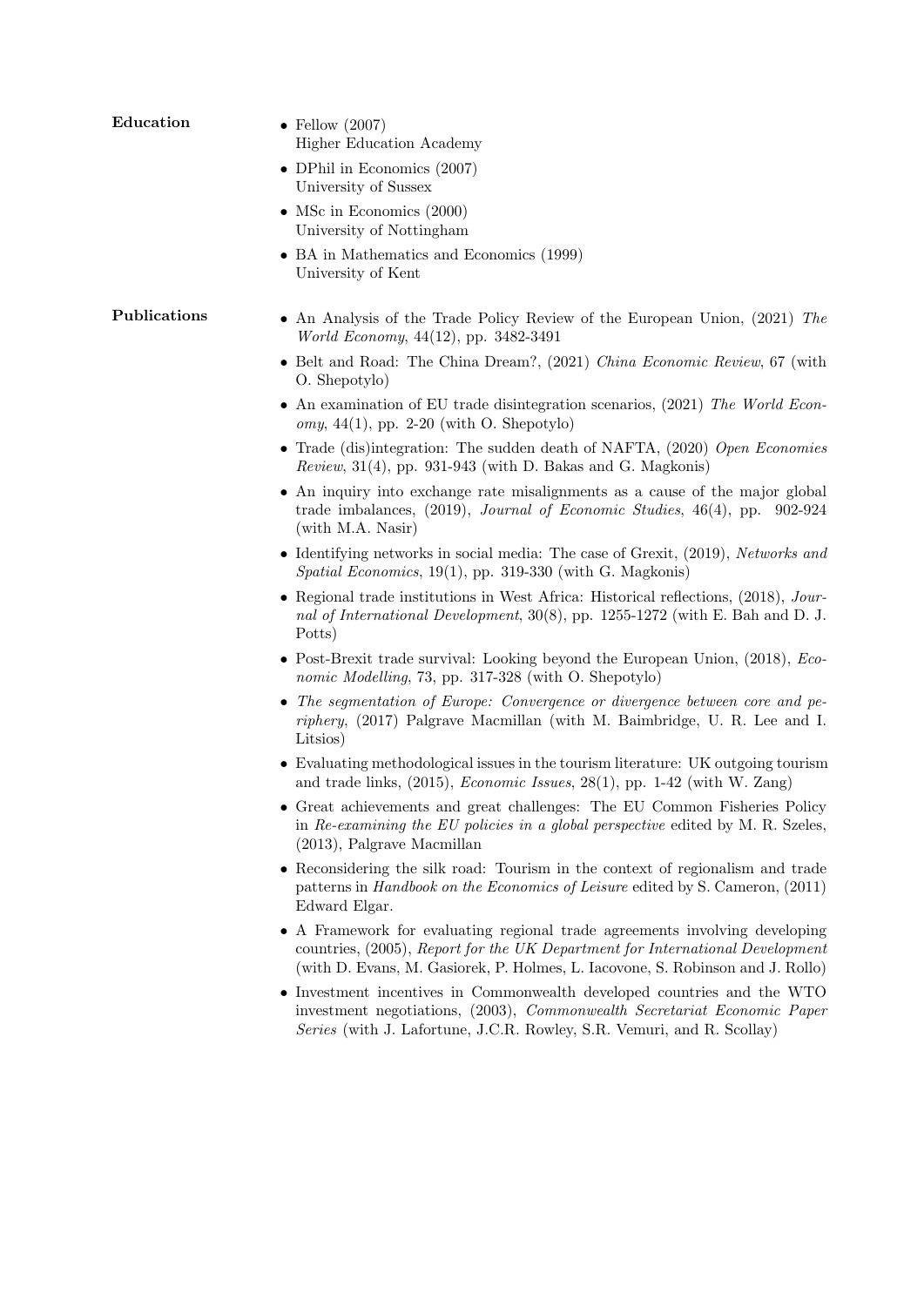## Education

- Fellow (2007)
  Higher Education Academy
- DPhil in Economics (2007)
  University of Sussex
- MSc in Economics (2000)
  University of Nottingham
- BA in Mathematics and Economics (1999)
  University of Kent

## Publications

- An Analysis of the Trade Policy Review of the European Union, (2021) *The World Economy*, 44(12), pp. 3482-3491
- Belt and Road: The China Dream?, (2021) *China Economic Review*, 67 (with O. Shepotylo)
- An examination of EU trade disintegration scenarios, (2021) *The World Economy*, 44(1), pp. 2-20 (with O. Shepotylo)
- Trade (dis)integration: The sudden death of NAFTA, (2020) *Open Economies Review*, 31(4), pp. 931-943 (with D. Bakas and G. Magkonis)
- An inquiry into exchange rate misalignments as a cause of the major global trade imbalances, (2019), *Journal of Economic Studies*, 46(4), pp. 902-924 (with M.A. Nasir)
- Identifying networks in social media: The case of Grexit, (2019), *Networks and Spatial Economics*, 19(1), pp. 319-330 (with G. Magkonis)
- Regional trade institutions in West Africa: Historical reflections, (2018), *Journal of International Development*, 30(8), pp. 1255-1272 (with E. Bah and D. J. Potts)
- Post-Brexit trade survival: Looking beyond the European Union, (2018), *Economic Modelling*, 73, pp. 317-328 (with O. Shepotylo)
- *The segmentation of Europe: Convergence or divergence between core and periphery*, (2017) Palgrave Macmillan (with M. Baimbridge, U. R. Lee and I. Litsios)
- Evaluating methodological issues in the tourism literature: UK outgoing tourism and trade links, (2015), *Economic Issues*, 28(1), pp. 1-42 (with W. Zang)
- Great achievements and great challenges: The EU Common Fisheries Policy in *Re-examining the EU policies in a global perspective* edited by M. R. Szeles, (2013), Palgrave Macmillan
- Reconsidering the silk road: Tourism in the context of regionalism and trade patterns in *Handbook on the Economics of Leisure* edited by S. Cameron, (2011) Edward Elgar.
- A Framework for evaluating regional trade agreements involving developing countries, (2005), *Report for the UK Department for International Development* (with D. Evans, M. Gasiorek, P. Holmes, L. Iacovone, S. Robinson and J. Rollo)
- Investment incentives in Commonwealth developed countries and the WTO investment negotiations, (2003), *Commonwealth Secretariat Economic Paper Series* (with J. Lafortune, J.C.R. Rowley, S.R. Vemuri, and R. Scollay)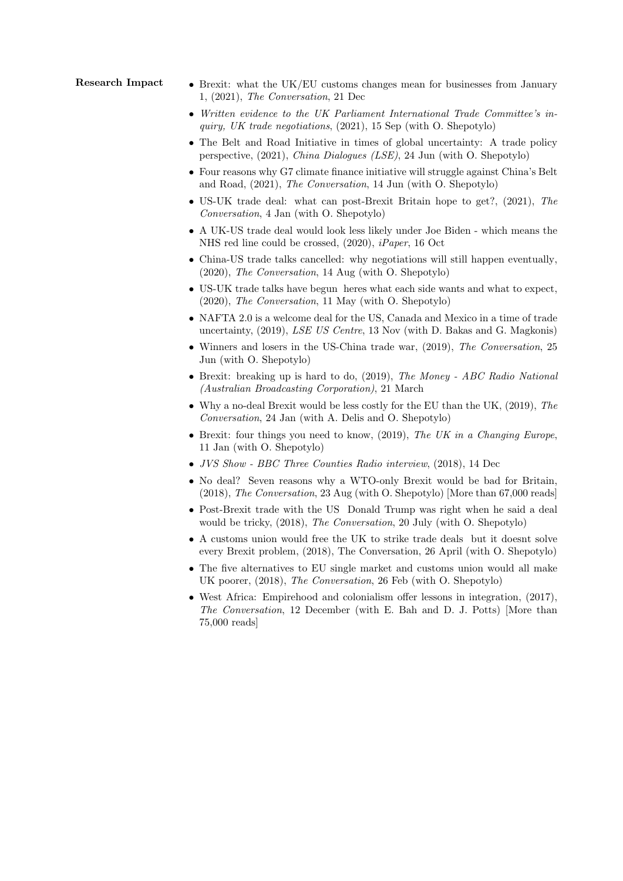**Research Impact**

- Brexit: what the UK/EU customs changes mean for businesses from January 1, (2021), *The Conversation*, 21 Dec
- *Written evidence to the UK Parliament International Trade Committee's inquiry, UK trade negotiations*, (2021), 15 Sep (with O. Shepotylo)
- The Belt and Road Initiative in times of global uncertainty: A trade policy perspective, (2021), *China Dialogues (LSE)*, 24 Jun (with O. Shepotylo)
- Four reasons why G7 climate finance initiative will struggle against China's Belt and Road, (2021), *The Conversation*, 14 Jun (with O. Shepotylo)
- US-UK trade deal: what can post-Brexit Britain hope to get?, (2021), *The Conversation*, 4 Jan (with O. Shepotylo)
- A UK-US trade deal would look less likely under Joe Biden - which means the NHS red line could be crossed, (2020), *iPaper*, 16 Oct
- China-US trade talks cancelled: why negotiations will still happen eventually, (2020), *The Conversation*, 14 Aug (with O. Shepotylo)
- US-UK trade talks have begun heres what each side wants and what to expect, (2020), *The Conversation*, 11 May (with O. Shepotylo)
- NAFTA 2.0 is a welcome deal for the US, Canada and Mexico in a time of trade uncertainty, (2019), *LSE US Centre*, 13 Nov (with D. Bakas and G. Magkonis)
- Winners and losers in the US-China trade war, (2019), *The Conversation*, 25 Jun (with O. Shepotylo)
- Brexit: breaking up is hard to do, (2019), *The Money - ABC Radio National (Australian Broadcasting Corporation)*, 21 March
- Why a no-deal Brexit would be less costly for the EU than the UK, (2019), *The Conversation*, 24 Jan (with A. Delis and O. Shepotylo)
- Brexit: four things you need to know, (2019), *The UK in a Changing Europe*, 11 Jan (with O. Shepotylo)
- *JVS Show - BBC Three Counties Radio interview*, (2018), 14 Dec
- No deal? Seven reasons why a WTO-only Brexit would be bad for Britain, (2018), *The Conversation*, 23 Aug (with O. Shepotylo) [More than 67,000 reads]
- Post-Brexit trade with the US Donald Trump was right when he said a deal would be tricky, (2018), *The Conversation*, 20 July (with O. Shepotylo)
- A customs union would free the UK to strike trade deals but it doesnt solve every Brexit problem, (2018), The Conversation, 26 April (with O. Shepotylo)
- The five alternatives to EU single market and customs union would all make UK poorer, (2018), *The Conversation*, 26 Feb (with O. Shepotylo)
- West Africa: Empirehood and colonialism offer lessons in integration, (2017), *The Conversation*, 12 December (with E. Bah and D. J. Potts) [More than 75,000 reads]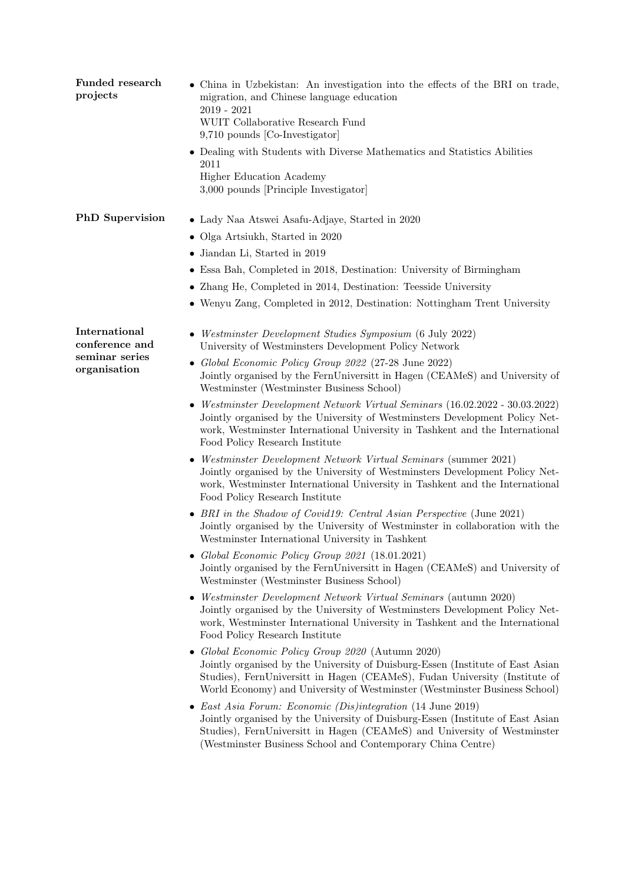**Funded research projects**

- China in Uzbekistan: An investigation into the effects of the BRI on trade, migration, and Chinese language education
  2019 - 2021
  WUIT Collaborative Research Fund
  9,710 pounds [Co-Investigator]
- Dealing with Students with Diverse Mathematics and Statistics Abilities
  2011
  Higher Education Academy
  3,000 pounds [Principle Investigator]

**PhD Supervision**

- Lady Naa Atswei Asafu-Adjaye, Started in 2020
- Olga Artsiukh, Started in 2020
- Jiandan Li, Started in 2019
- Essa Bah, Completed in 2018, Destination: University of Birmingham
- Zhang He, Completed in 2014, Destination: Teesside University
- Wenyu Zang, Completed in 2012, Destination: Nottingham Trent University

**International conference and seminar series organisation**

- *Westminster Development Studies Symposium* (6 July 2022)
  University of Westminsters Development Policy Network
- *Global Economic Policy Group 2022* (27-28 June 2022)
  Jointly organised by the FernUniversitt in Hagen (CEAMeS) and University of Westminster (Westminster Business School)
- *Westminster Development Network Virtual Seminars* (16.02.2022 - 30.03.2022)
  Jointly organised by the University of Westminsters Development Policy Network, Westminster International University in Tashkent and the International Food Policy Research Institute
- *Westminster Development Network Virtual Seminars* (summer 2021)
  Jointly organised by the University of Westminsters Development Policy Network, Westminster International University in Tashkent and the International Food Policy Research Institute
- *BRI in the Shadow of Covid19: Central Asian Perspective* (June 2021)
  Jointly organised by the University of Westminster in collaboration with the Westminster International University in Tashkent
- *Global Economic Policy Group 2021* (18.01.2021)
  Jointly organised by the FernUniversitt in Hagen (CEAMeS) and University of Westminster (Westminster Business School)
- *Westminster Development Network Virtual Seminars* (autumn 2020)
  Jointly organised by the University of Westminsters Development Policy Network, Westminster International University in Tashkent and the International Food Policy Research Institute
- *Global Economic Policy Group 2020* (Autumn 2020)
  Jointly organised by the University of Duisburg-Essen (Institute of East Asian Studies), FernUniversitt in Hagen (CEAMeS), Fudan University (Institute of World Economy) and University of Westminster (Westminster Business School)
- *East Asia Forum: Economic (Dis)integration* (14 June 2019)
  Jointly organised by the University of Duisburg-Essen (Institute of East Asian Studies), FernUniversitt in Hagen (CEAMeS) and University of Westminster (Westminster Business School and Contemporary China Centre)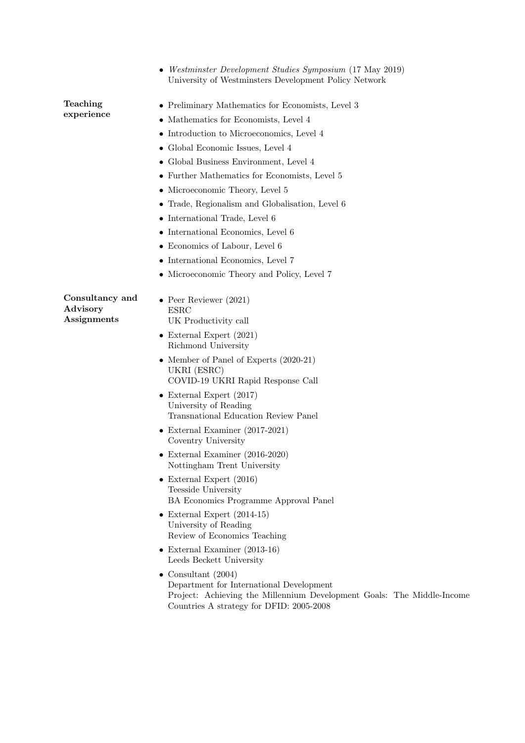- *Westminster Development Studies Symposium* (17 May 2019)
  University of Westminsters Development Policy Network

**Teaching experience**

- Preliminary Mathematics for Economists, Level 3
- Mathematics for Economists, Level 4
- Introduction to Microeconomics, Level 4
- Global Economic Issues, Level 4
- Global Business Environment, Level 4
- Further Mathematics for Economists, Level 5
- Microeconomic Theory, Level 5
- Trade, Regionalism and Globalisation, Level 6
- International Trade, Level 6
- International Economics, Level 6
- Economics of Labour, Level 6
- International Economics, Level 7
- Microeconomic Theory and Policy, Level 7

**Consultancy and Advisory Assignments**

- Peer Reviewer (2021)
  ESRC
  UK Productivity call
- External Expert (2021)
  Richmond University
- Member of Panel of Experts (2020-21)
  UKRI (ESRC)
  COVID-19 UKRI Rapid Response Call
- External Expert (2017)
  University of Reading
  Transnational Education Review Panel
- External Examiner (2017-2021)
  Coventry University
- External Examiner (2016-2020)
  Nottingham Trent University
- External Expert (2016)
  Teesside University
  BA Economics Programme Approval Panel
- External Expert (2014-15)
  University of Reading
  Review of Economics Teaching
- External Examiner (2013-16)
  Leeds Beckett University
- Consultant (2004)
  Department for International Development
  Project: Achieving the Millennium Development Goals: The Middle-Income Countries A strategy for DFID: 2005-2008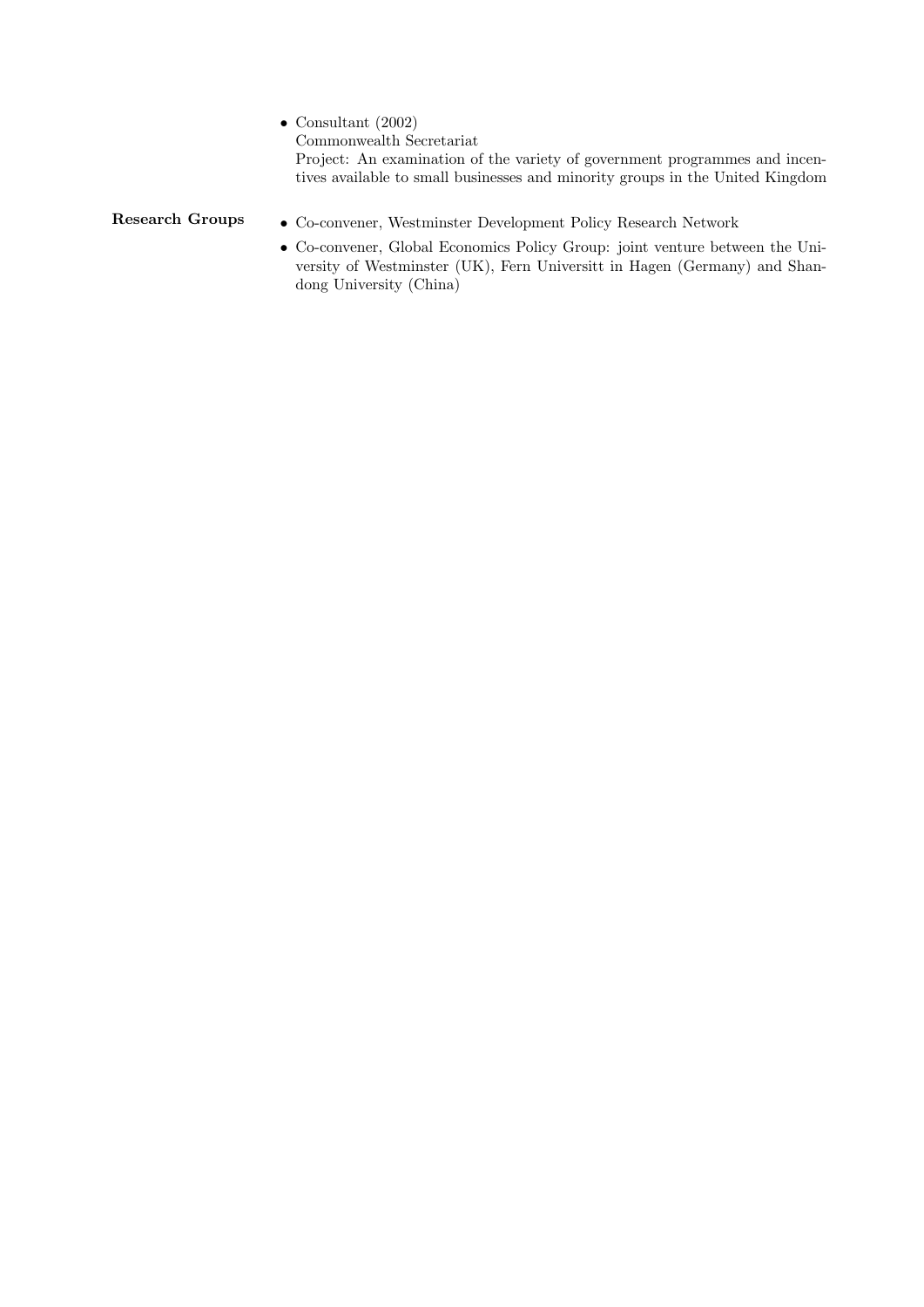- Consultant (2002)
  Commonwealth Secretariat
  Project: An examination of the variety of government programmes and incentives available to small businesses and minority groups in the United Kingdom

**Research Groups**

- Co-convener, Westminster Development Policy Research Network
- Co-convener, Global Economics Policy Group: joint venture between the University of Westminster (UK), Fern Universitt in Hagen (Germany) and Shandong University (China)